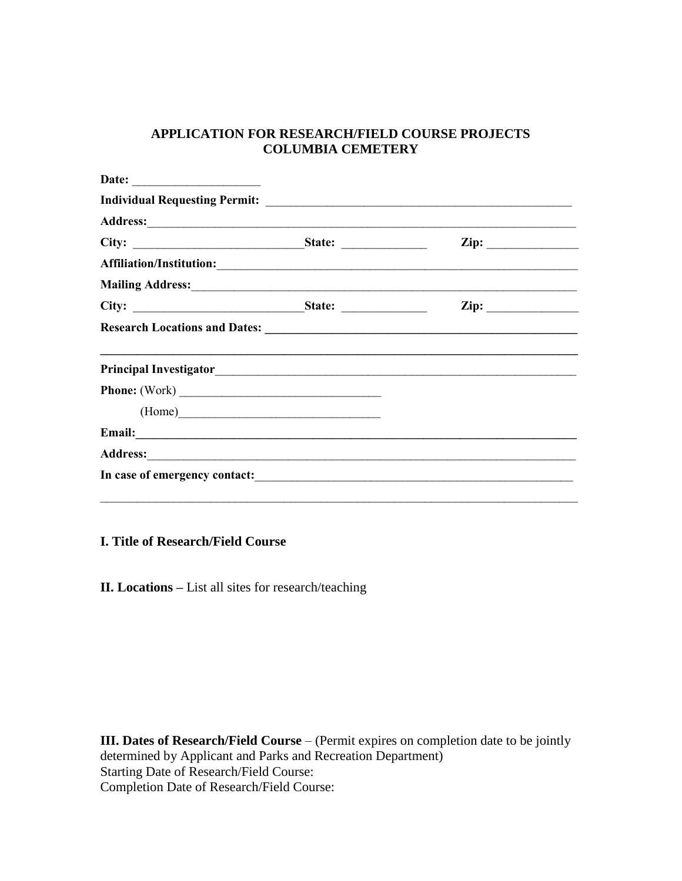# APPLICATION FOR RESEARCH/FIELD COURSE PROJECTS
# COLUMBIA CEMETERY

**Date:** ____________________

**Individual Requesting Permit:** ____________________________________________________

**Address:**_______________________________________________________________________

**City:** ____________________________**State:** ______________ **Zip:** _______________

**Affiliation/Institution:**___________________________________________________________

**Mailing Address:**_________________________________________________________________

**City:** ____________________________**State:** ______________ **Zip:** _______________

**Research Locations and Dates:** ____________________________________________________

_______________________________________________________________________________

**Principal Investigator**_____________________________________________________________

**Phone:** (Work) _________________________________

(Home)_________________________________

**Email:**_________________________________________________________________________

**Address:**_______________________________________________________________________

**In case of emergency contact:**_____________________________________________________

_______________________________________________________________________________

**I. Title of Research/Field Course**

**II. Locations –** List all sites for research/teaching

**III. Dates of Research/Field Course** – (Permit expires on completion date to be jointly determined by Applicant and Parks and Recreation Department)
Starting Date of Research/Field Course:
Completion Date of Research/Field Course: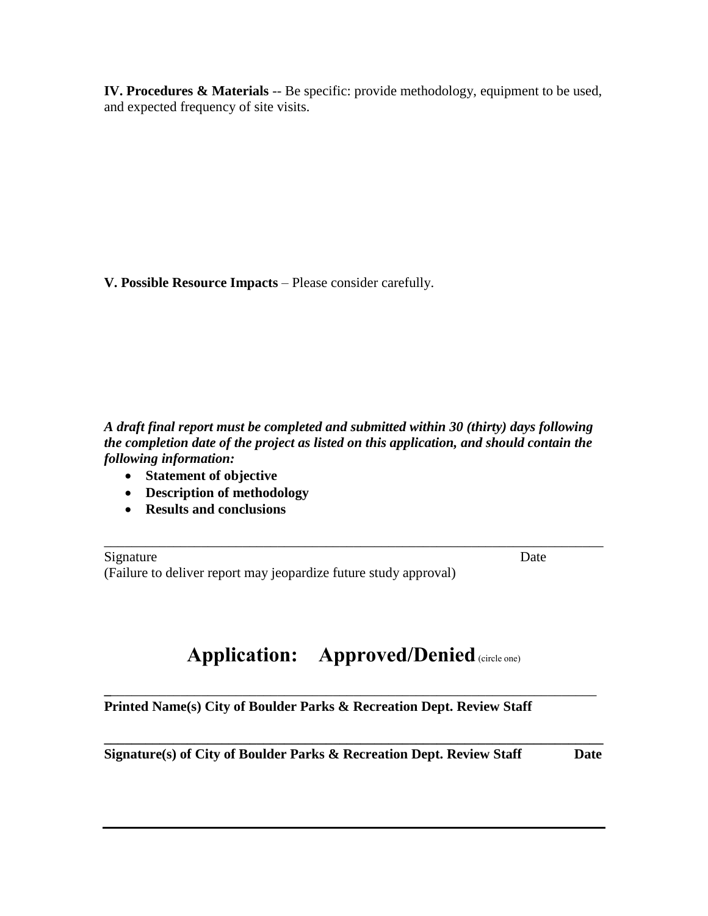**IV. Procedures & Materials** -- Be specific: provide methodology, equipment to be used, and expected frequency of site visits.

**V. Possible Resource Impacts** – Please consider carefully.

***A draft final report must be completed and submitted within 30 (thirty) days following the completion date of the project as listed on this application, and should contain the following information:***

- **Statement of objective**
- **Description of methodology**
- **Results and conclusions**

\_\_\_\_\_\_\_\_\_\_\_\_\_\_\_\_\_\_\_\_\_\_\_\_\_\_\_\_\_\_\_\_\_\_\_\_\_\_\_\_\_\_\_\_\_\_\_\_\_\_\_\_\_\_\_\_\_\_\_\_\_\_\_\_\_\_\_\_\_\_

Signature                                                                                                    Date

(Failure to deliver report may jeopardize future study approval)

## Application: Approved/Denied (circle one)

\_\_\_\_\_\_\_\_\_\_\_\_\_\_\_\_\_\_\_\_\_\_\_\_\_\_\_\_\_\_\_\_\_\_\_\_\_\_\_\_\_\_\_\_\_\_\_\_\_\_\_\_\_\_\_\_\_\_\_\_\_\_\_\_\_\_\_\_\_\_

**Printed Name(s) City of Boulder Parks & Recreation Dept. Review Staff**

\_\_\_\_\_\_\_\_\_\_\_\_\_\_\_\_\_\_\_\_\_\_\_\_\_\_\_\_\_\_\_\_\_\_\_\_\_\_\_\_\_\_\_\_\_\_\_\_\_\_\_\_\_\_\_\_\_\_\_\_\_\_\_\_\_\_\_\_\_\_

**Signature(s) of City of Boulder Parks & Recreation Dept. Review Staff**                **Date**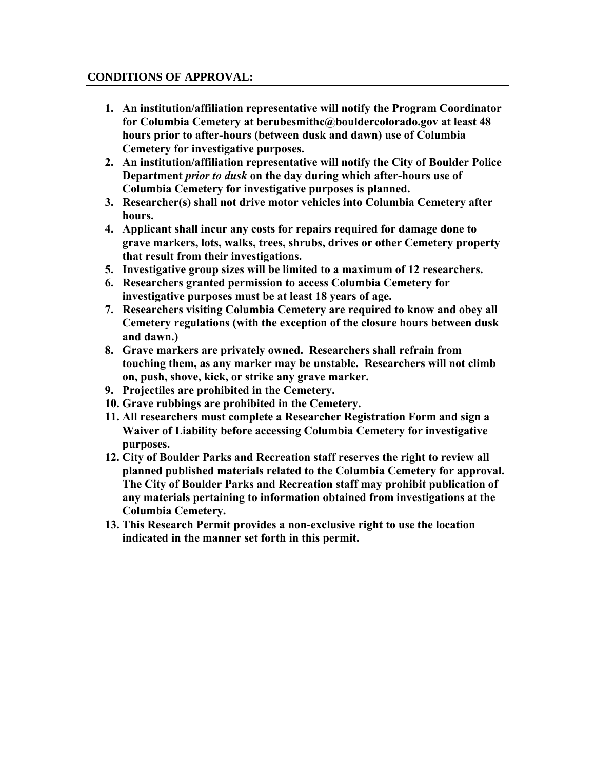**CONDITIONS OF APPROVAL:**

1. **An institution/affiliation representative will notify the Program Coordinator for Columbia Cemetery at berubesmithc@bouldercolorado.gov at least 48 hours prior to after-hours (between dusk and dawn) use of Columbia Cemetery for investigative purposes.**
2. **An institution/affiliation representative will notify the City of Boulder Police Department *prior to dusk* on the day during which after-hours use of Columbia Cemetery for investigative purposes is planned.**
3. **Researcher(s) shall not drive motor vehicles into Columbia Cemetery after hours.**
4. **Applicant shall incur any costs for repairs required for damage done to grave markers, lots, walks, trees, shrubs, drives or other Cemetery property that result from their investigations.**
5. **Investigative group sizes will be limited to a maximum of 12 researchers.**
6. **Researchers granted permission to access Columbia Cemetery for investigative purposes must be at least 18 years of age.**
7. **Researchers visiting Columbia Cemetery are required to know and obey all Cemetery regulations (with the exception of the closure hours between dusk and dawn.)**
8. **Grave markers are privately owned. Researchers shall refrain from touching them, as any marker may be unstable. Researchers will not climb on, push, shove, kick, or strike any grave marker.**
9. **Projectiles are prohibited in the Cemetery.**
10. **Grave rubbings are prohibited in the Cemetery.**
11. **All researchers must complete a Researcher Registration Form and sign a Waiver of Liability before accessing Columbia Cemetery for investigative purposes.**
12. **City of Boulder Parks and Recreation staff reserves the right to review all planned published materials related to the Columbia Cemetery for approval. The City of Boulder Parks and Recreation staff may prohibit publication of any materials pertaining to information obtained from investigations at the Columbia Cemetery.**
13. **This Research Permit provides a non-exclusive right to use the location indicated in the manner set forth in this permit.**